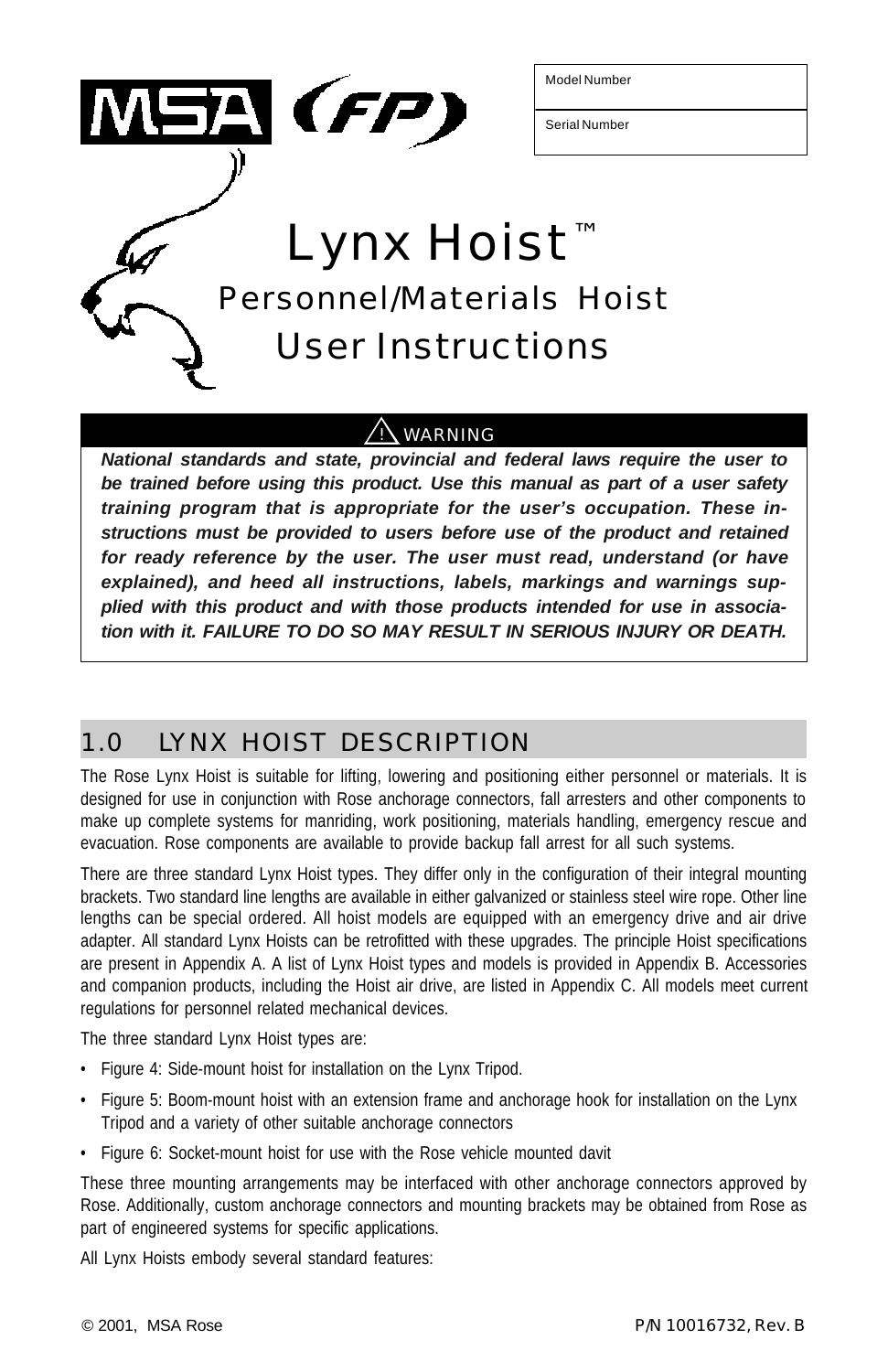| Model Number |
| --- |
| Serial Number |

# Lynx Hoist™

## Personnel/Materials Hoist

## User Instructions

**⚠ WARNING**

***National standards and state, provincial and federal laws require the user to be trained before using this product. Use this manual as part of a user safety training program that is appropriate for the user's occupation. These instructions must be provided to users before use of the product and retained for ready reference by the user. The user must read, understand (or have explained), and heed all instructions, labels, markings and warnings supplied with this product and with those products intended for use in association with it. FAILURE TO DO SO MAY RESULT IN SERIOUS INJURY OR DEATH.***

## 1.0 LYNX HOIST DESCRIPTION

The Rose Lynx Hoist is suitable for lifting, lowering and positioning either personnel or materials. It is designed for use in conjunction with Rose anchorage connectors, fall arresters and other components to make up complete systems for manriding, work positioning, materials handling, emergency rescue and evacuation. Rose components are available to provide backup fall arrest for all such systems.

There are three standard Lynx Hoist types. They differ only in the configuration of their integral mounting brackets. Two standard line lengths are available in either galvanized or stainless steel wire rope. Other line lengths can be special ordered. All hoist models are equipped with an emergency drive and air drive adapter. All standard Lynx Hoists can be retrofitted with these upgrades. The principle Hoist specifications are present in Appendix A. A list of Lynx Hoist types and models is provided in Appendix B. Accessories and companion products, including the Hoist air drive, are listed in Appendix C. All models meet current regulations for personnel related mechanical devices.

The three standard Lynx Hoist types are:

- Figure 4: Side-mount hoist for installation on the Lynx Tripod.
- Figure 5: Boom-mount hoist with an extension frame and anchorage hook for installation on the Lynx Tripod and a variety of other suitable anchorage connectors
- Figure 6: Socket-mount hoist for use with the Rose vehicle mounted davit

These three mounting arrangements may be interfaced with other anchorage connectors approved by Rose. Additionally, custom anchorage connectors and mounting brackets may be obtained from Rose as part of engineered systems for specific applications.

All Lynx Hoists embody several standard features:

© 2001, MSA Rose P/N 10016732, Rev. B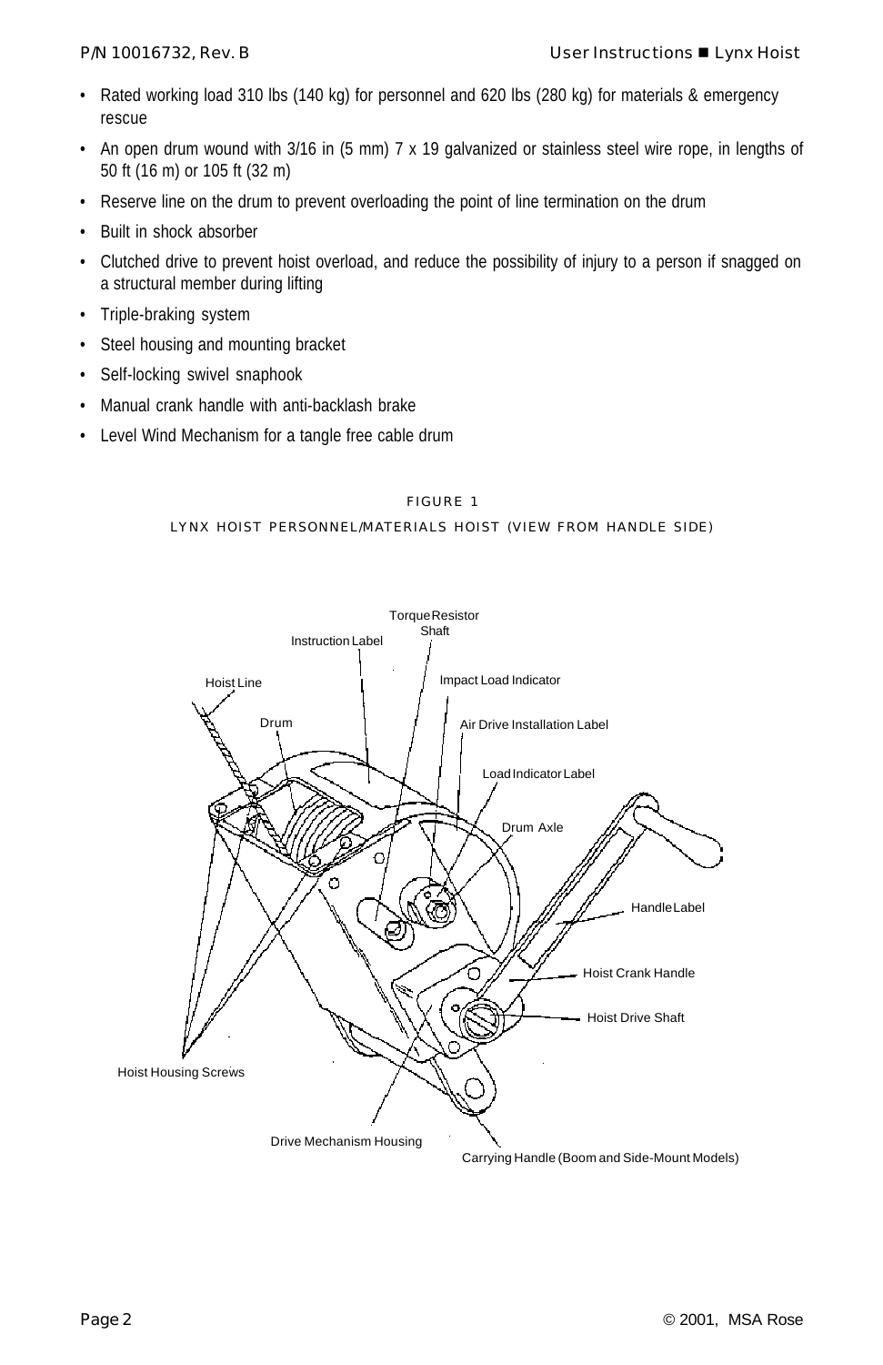- Rated working load 310 lbs (140 kg) for personnel and 620 lbs (280 kg) for materials & emergency rescue
- An open drum wound with 3/16 in (5 mm) 7 x 19 galvanized or stainless steel wire rope, in lengths of 50 ft (16 m) or 105 ft (32 m)
- Reserve line on the drum to prevent overloading the point of line termination on the drum
- Built in shock absorber
- Clutched drive to prevent hoist overload, and reduce the possibility of injury to a person if snagged on a structural member during lifting
- Triple-braking system
- Steel housing and mounting bracket
- Self-locking swivel snaphook
- Manual crank handle with anti-backlash brake
- Level Wind Mechanism for a tangle free cable drum

FIGURE 1

LYNX HOIST PERSONNEL/MATERIALS HOIST (VIEW FROM HANDLE SIDE)

Torque Resistor Shaft

Instruction Label

Impact Load Indicator

Hoist Line

Drum

Air Drive Installation Label

Load Indicator Label

Drum Axle

Handle Label

Hoist Crank Handle

Hoist Drive Shaft

Hoist Housing Screws

Drive Mechanism Housing

Carrying Handle (Boom and Side-Mount Models)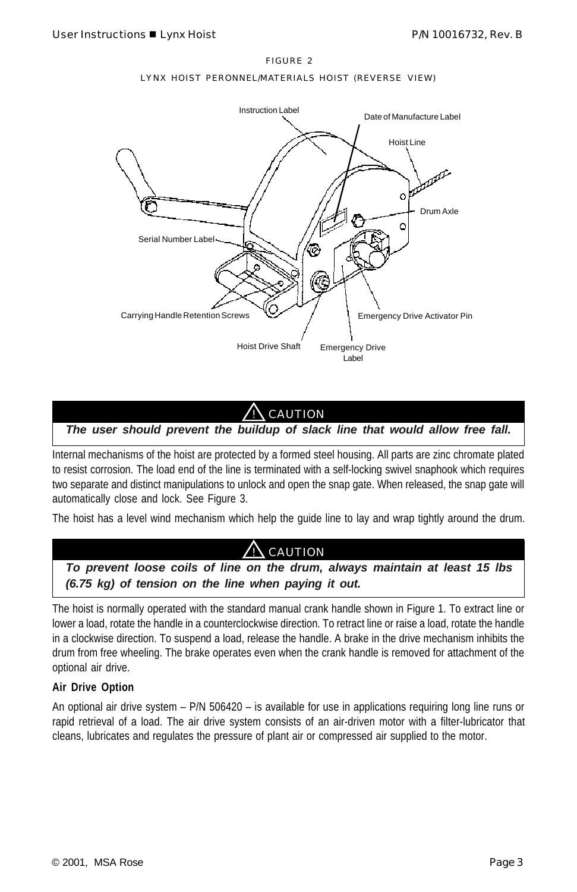FIGURE 2

LYNX HOIST PERONNEL/MATERIALS HOIST (REVERSE VIEW)

Instruction Label
Date of Manufacture Label
Hoist Line
Drum Axle
Serial Number Label
Carrying Handle Retention Screws
Emergency Drive Activator Pin
Hoist Drive Shaft
Emergency Drive Label

> ⚠ **CAUTION**
>
> ***The user should prevent the buildup of slack line that would allow free fall.***

Internal mechanisms of the hoist are protected by a formed steel housing. All parts are zinc chromate plated to resist corrosion. The load end of the line is terminated with a self-locking swivel snaphook which requires two separate and distinct manipulations to unlock and open the snap gate. When released, the snap gate will automatically close and lock. See Figure 3.

The hoist has a level wind mechanism which help the guide line to lay and wrap tightly around the drum.

> ⚠ **CAUTION**
>
> ***To prevent loose coils of line on the drum, always maintain at least 15 lbs (6.75 kg) of tension on the line when paying it out.***

The hoist is normally operated with the standard manual crank handle shown in Figure 1. To extract line or lower a load, rotate the handle in a counterclockwise direction. To retract line or raise a load, rotate the handle in a clockwise direction. To suspend a load, release the handle. A brake in the drive mechanism inhibits the drum from free wheeling. The brake operates even when the crank handle is removed for attachment of the optional air drive.

**Air Drive Option**

An optional air drive system – P/N 506420 – is available for use in applications requiring long line runs or rapid retrieval of a load. The air drive system consists of an air-driven motor with a filter-lubricator that cleans, lubricates and regulates the pressure of plant air or compressed air supplied to the motor.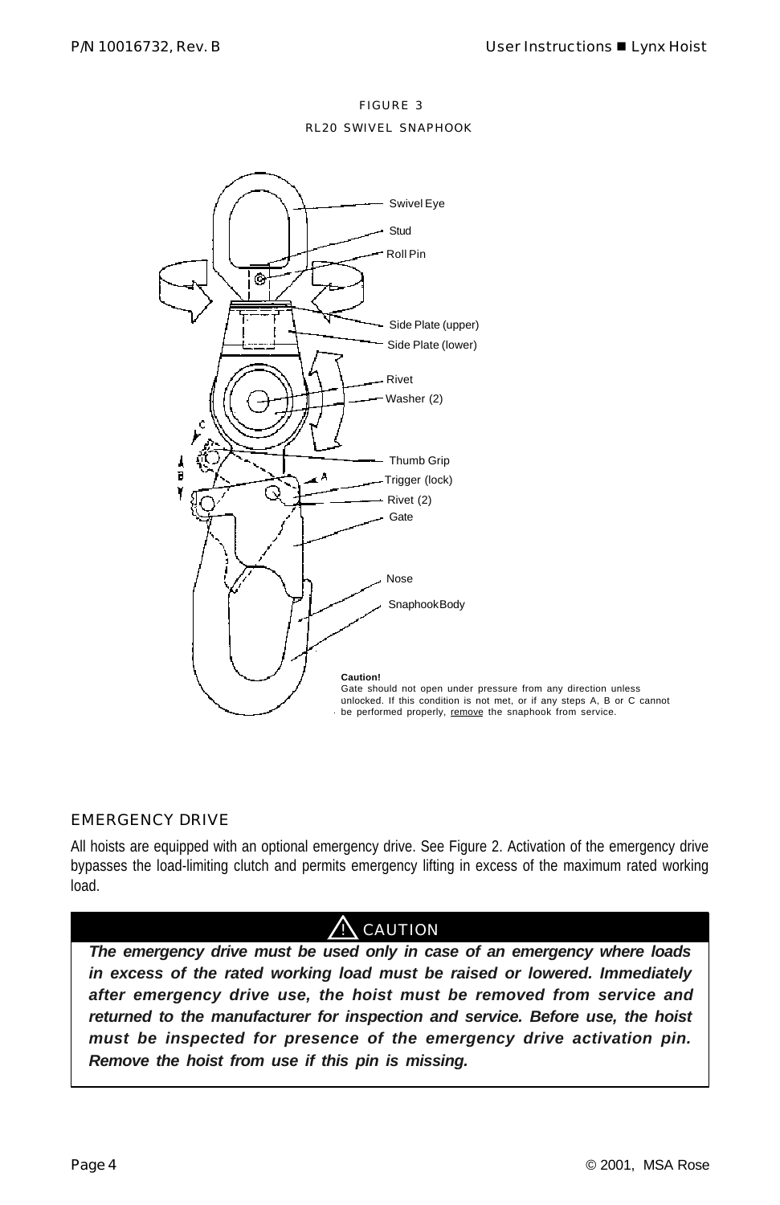FIGURE 3

RL20 SWIVEL SNAPHOOK

Swivel Eye

Stud

Roll Pin

Side Plate (upper)

Side Plate (lower)

Rivet

Washer (2)

Thumb Grip

Trigger (lock)

Rivet (2)

Gate

Nose

Snaphook Body

**Caution!**
Gate should not open under pressure from any direction unless unlocked. If this condition is not met, or if any steps A, B or C cannot be performed properly, remove the snaphook from service.

## EMERGENCY DRIVE

All hoists are equipped with an optional emergency drive. See Figure 2. Activation of the emergency drive bypasses the load-limiting clutch and permits emergency lifting in excess of the maximum rated working load.

**⚠ CAUTION**

***The emergency drive must be used only in case of an emergency where loads in excess of the rated working load must be raised or lowered. Immediately after emergency drive use, the hoist must be removed from service and returned to the manufacturer for inspection and service. Before use, the hoist must be inspected for presence of the emergency drive activation pin. Remove the hoist from use if this pin is missing.***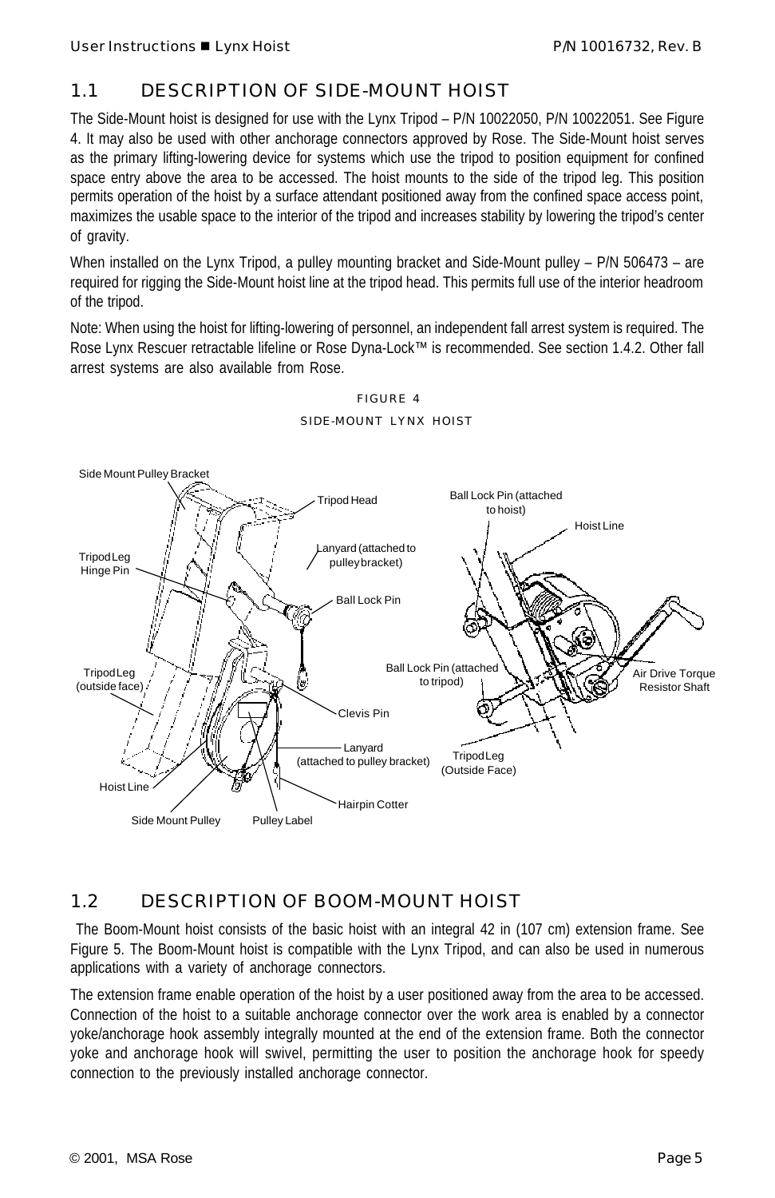## 1.1 DESCRIPTION OF SIDE-MOUNT HOIST

The Side-Mount hoist is designed for use with the Lynx Tripod – P/N 10022050, P/N 10022051. See Figure 4. It may also be used with other anchorage connectors approved by Rose. The Side-Mount hoist serves as the primary lifting-lowering device for systems which use the tripod to position equipment for confined space entry above the area to be accessed. The hoist mounts to the side of the tripod leg. This position permits operation of the hoist by a surface attendant positioned away from the confined space access point, maximizes the usable space to the interior of the tripod and increases stability by lowering the tripod's center of gravity.

When installed on the Lynx Tripod, a pulley mounting bracket and Side-Mount pulley – P/N 506473 – are required for rigging the Side-Mount hoist line at the tripod head. This permits full use of the interior headroom of the tripod.

Note: When using the hoist for lifting-lowering of personnel, an independent fall arrest system is required. The Rose Lynx Rescuer retractable lifeline or Rose Dyna-Lock™ is recommended. See section 1.4.2. Other fall arrest systems are also available from Rose.

FIGURE 4

SIDE-MOUNT LYNX HOIST

Side Mount Pulley Bracket, Tripod Head, Tripod Leg Hinge Pin, Lanyard (attached to pulley bracket), Ball Lock Pin, Tripod Leg (outside face), Clevis Pin, Lanyard (attached to pulley bracket), Hoist Line, Hairpin Cotter, Side Mount Pulley, Pulley Label, Ball Lock Pin (attached to hoist), Hoist Line, Ball Lock Pin (attached to tripod), Air Drive Torque Resistor Shaft, Tripod Leg (Outside Face)

## 1.2 DESCRIPTION OF BOOM-MOUNT HOIST

The Boom-Mount hoist consists of the basic hoist with an integral 42 in (107 cm) extension frame. See Figure 5. The Boom-Mount hoist is compatible with the Lynx Tripod, and can also be used in numerous applications with a variety of anchorage connectors.

The extension frame enable operation of the hoist by a user positioned away from the area to be accessed. Connection of the hoist to a suitable anchorage connector over the work area is enabled by a connector yoke/anchorage hook assembly integrally mounted at the end of the extension frame. Both the connector yoke and anchorage hook will swivel, permitting the user to position the anchorage hook for speedy connection to the previously installed anchorage connector.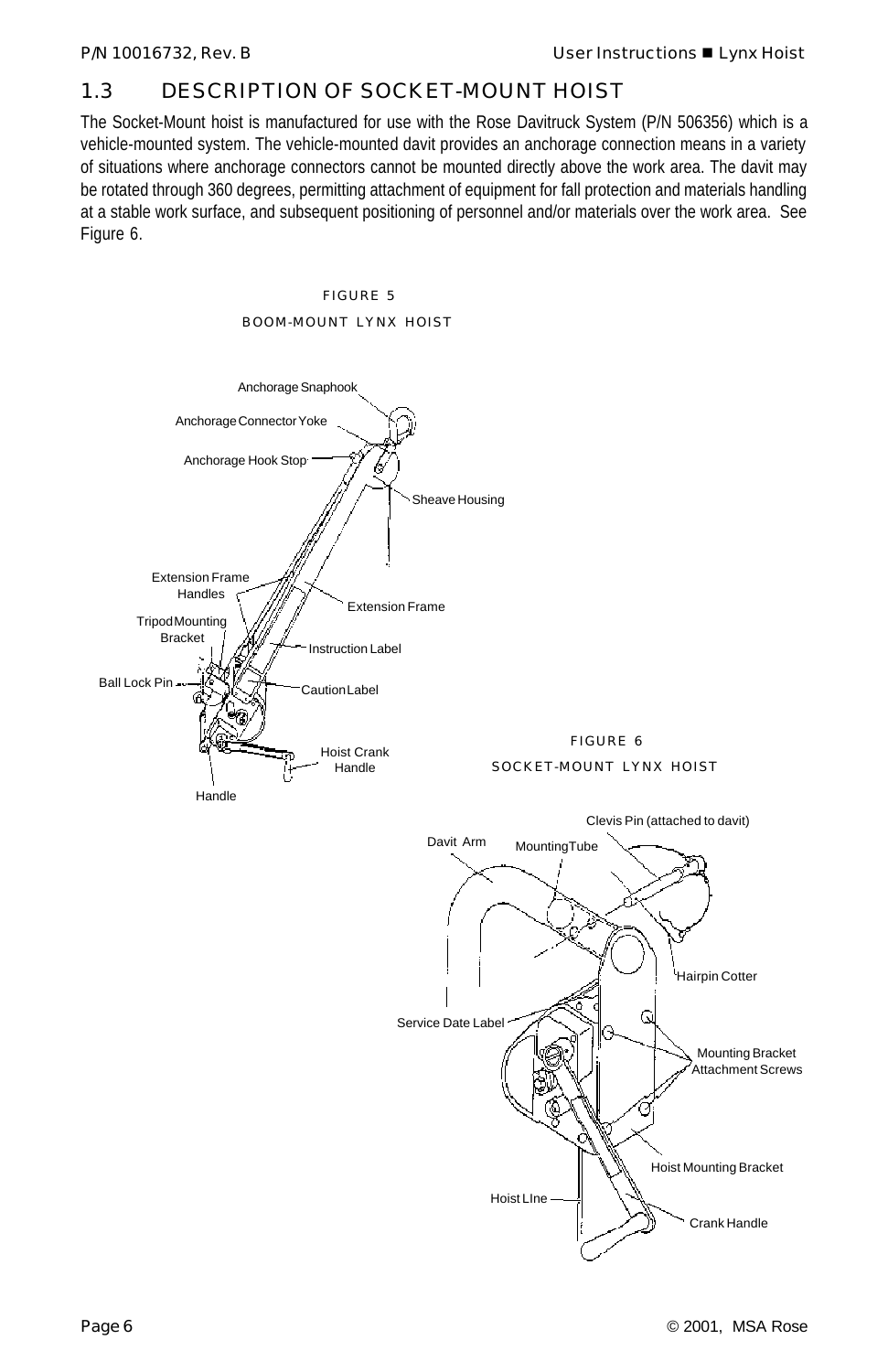## 1.3 DESCRIPTION OF SOCKET-MOUNT HOIST

The Socket-Mount hoist is manufactured for use with the Rose Davitruck System (P/N 506356) which is a vehicle-mounted system. The vehicle-mounted davit provides an anchorage connection means in a variety of situations where anchorage connectors cannot be mounted directly above the work area. The davit may be rotated through 360 degrees, permitting attachment of equipment for fall protection and materials handling at a stable work surface, and subsequent positioning of personnel and/or materials over the work area. See Figure 6.

FIGURE 5

BOOM-MOUNT LYNX HOIST

Anchorage Snaphook, Anchorage Connector Yoke, Anchorage Hook Stop, Sheave Housing, Extension Frame Handles, Extension Frame, Tripod Mounting Bracket, Instruction Label, Ball Lock Pin, Caution Label, Hoist Crank Handle, Handle

FIGURE 6

SOCKET-MOUNT LYNX HOIST

Clevis Pin (attached to davit), Davit Arm, Mounting Tube, Hairpin Cotter, Service Date Label, Mounting Bracket Attachment Screws, Hoist Mounting Bracket, Hoist LIne, Crank Handle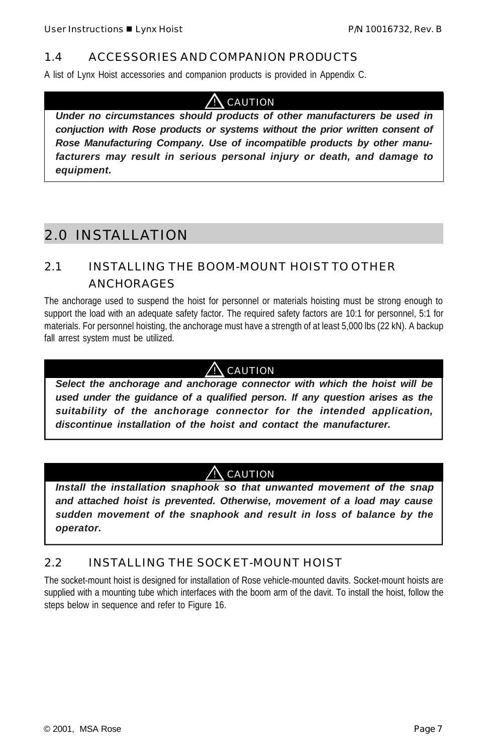## 1.4 ACCESSORIES AND COMPANION PRODUCTS

A list of Lynx Hoist accessories and companion products is provided in Appendix C.

> **⚠ CAUTION**
>
> ***Under no circumstances should products of other manufacturers be used in conjuction with Rose products or systems without the prior written consent of Rose Manufacturing Company. Use of incompatible products by other manufacturers may result in serious personal injury or death, and damage to equipment.***

# 2.0 INSTALLATION

## 2.1 INSTALLING THE BOOM-MOUNT HOIST TO OTHER ANCHORAGES

The anchorage used to suspend the hoist for personnel or materials hoisting must be strong enough to support the load with an adequate safety factor. The required safety factors are 10:1 for personnel, 5:1 for materials. For personnel hoisting, the anchorage must have a strength of at least 5,000 lbs (22 kN). A backup fall arrest system must be utilized.

> **⚠ CAUTION**
>
> ***Select the anchorage and anchorage connector with which the hoist will be used under the guidance of a qualified person. If any question arises as the suitability of the anchorage connector for the intended application, discontinue installation of the hoist and contact the manufacturer.***

> **⚠ CAUTION**
>
> ***Install the installation snaphook so that unwanted movement of the snap and attached hoist is prevented. Otherwise, movement of a load may cause sudden movement of the snaphook and result in loss of balance by the operator.***

## 2.2 INSTALLING THE SOCKET-MOUNT HOIST

The socket-mount hoist is designed for installation of Rose vehicle-mounted davits. Socket-mount hoists are supplied with a mounting tube which interfaces with the boom arm of the davit. To install the hoist, follow the steps below in sequence and refer to Figure 16.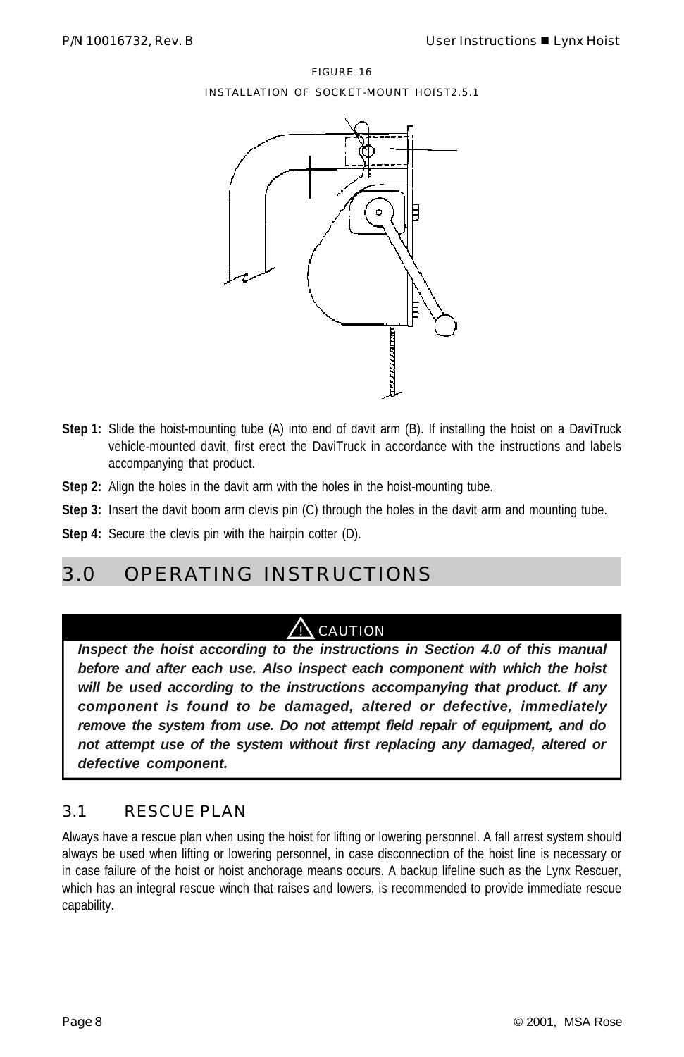FIGURE 16

INSTALLATION OF SOCKET-MOUNT HOIST2.5.1

**Step 1:** Slide the hoist-mounting tube (A) into end of davit arm (B). If installing the hoist on a DaviTruck vehicle-mounted davit, first erect the DaviTruck in accordance with the instructions and labels accompanying that product.

**Step 2:** Align the holes in the davit arm with the holes in the hoist-mounting tube.

**Step 3:** Insert the davit boom arm clevis pin (C) through the holes in the davit arm and mounting tube.

**Step 4:** Secure the clevis pin with the hairpin cotter (D).

# 3.0 OPERATING INSTRUCTIONS

**⚠ CAUTION**

***Inspect the hoist according to the instructions in Section 4.0 of this manual before and after each use. Also inspect each component with which the hoist will be used according to the instructions accompanying that product. If any component is found to be damaged, altered or defective, immediately remove the system from use. Do not attempt field repair of equipment, and do not attempt use of the system without first replacing any damaged, altered or defective component.***

## 3.1 RESCUE PLAN

Always have a rescue plan when using the hoist for lifting or lowering personnel. A fall arrest system should always be used when lifting or lowering personnel, in case disconnection of the hoist line is necessary or in case failure of the hoist or hoist anchorage means occurs. A backup lifeline such as the Lynx Rescuer, which has an integral rescue winch that raises and lowers, is recommended to provide immediate rescue capability.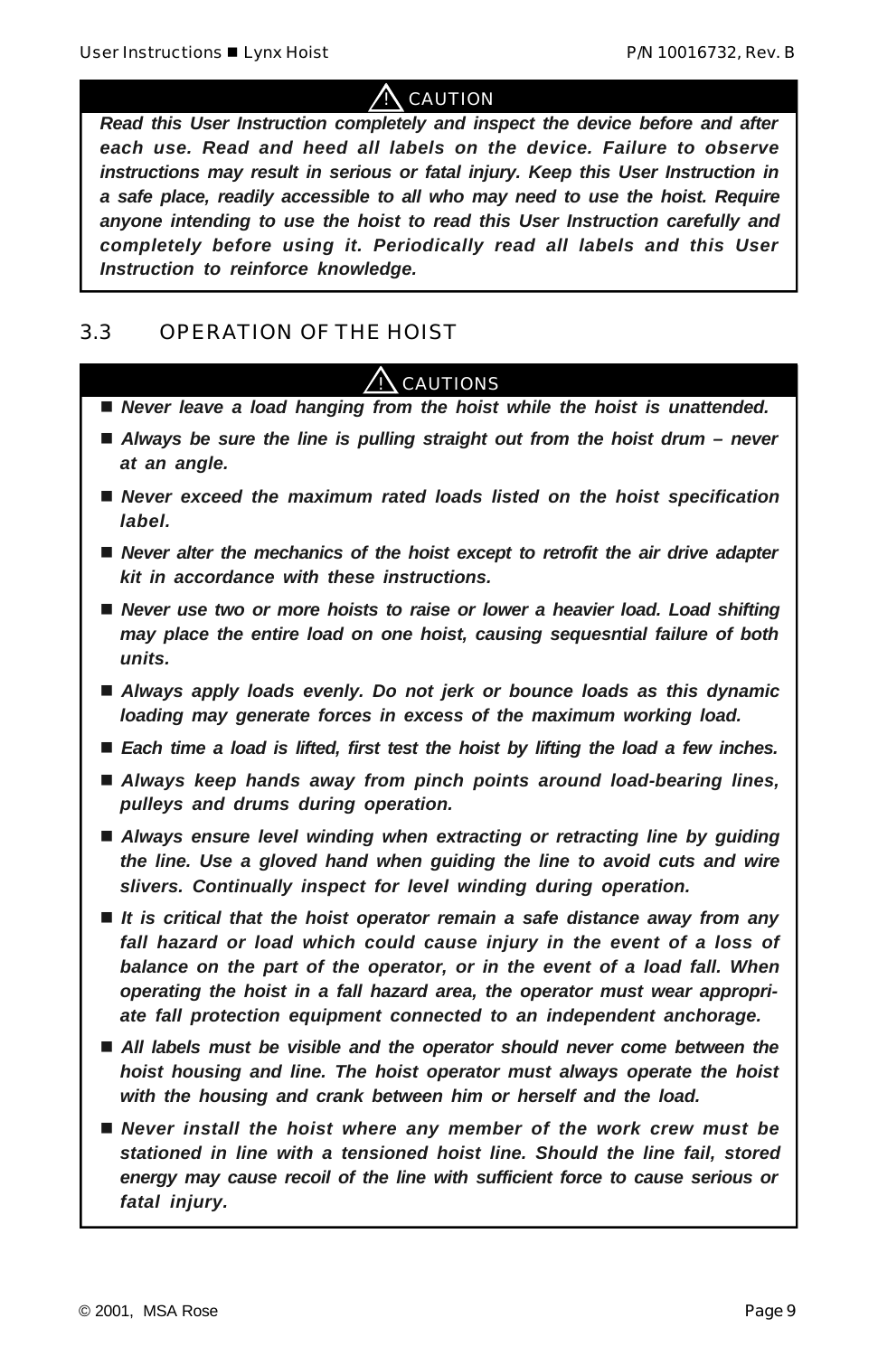**⚠ CAUTION**

***Read this User Instruction completely and inspect the device before and after each use. Read and heed all labels on the device. Failure to observe instructions may result in serious or fatal injury. Keep this User Instruction in a safe place, readily accessible to all who may need to use the hoist. Require anyone intending to use the hoist to read this User Instruction carefully and completely before using it. Periodically read all labels and this User Instruction to reinforce knowledge.***

## 3.3 OPERATION OF THE HOIST

**⚠ CAUTIONS**

- ***Never leave a load hanging from the hoist while the hoist is unattended.***
- ***Always be sure the line is pulling straight out from the hoist drum – never at an angle.***
- ***Never exceed the maximum rated loads listed on the hoist specification label.***
- ***Never alter the mechanics of the hoist except to retrofit the air drive adapter kit in accordance with these instructions.***
- ***Never use two or more hoists to raise or lower a heavier load. Load shifting may place the entire load on one hoist, causing sequesntial failure of both units.***
- ***Always apply loads evenly. Do not jerk or bounce loads as this dynamic loading may generate forces in excess of the maximum working load.***
- ***Each time a load is lifted, first test the hoist by lifting the load a few inches.***
- ***Always keep hands away from pinch points around load-bearing lines, pulleys and drums during operation.***
- ***Always ensure level winding when extracting or retracting line by guiding the line. Use a gloved hand when guiding the line to avoid cuts and wire slivers. Continually inspect for level winding during operation.***
- ***It is critical that the hoist operator remain a safe distance away from any fall hazard or load which could cause injury in the event of a loss of balance on the part of the operator, or in the event of a load fall. When operating the hoist in a fall hazard area, the operator must wear appropriate fall protection equipment connected to an independent anchorage.***
- ***All labels must be visible and the operator should never come between the hoist housing and line. The hoist operator must always operate the hoist with the housing and crank between him or herself and the load.***
- ***Never install the hoist where any member of the work crew must be stationed in line with a tensioned hoist line. Should the line fail, stored energy may cause recoil of the line with sufficient force to cause serious or fatal injury.***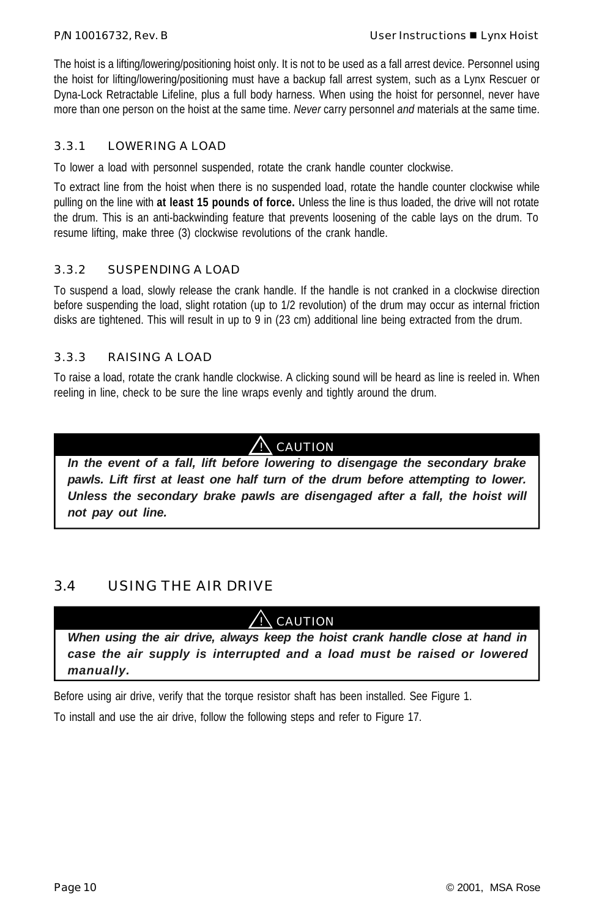The hoist is a lifting/lowering/positioning hoist only. It is not to be used as a fall arrest device. Personnel using the hoist for lifting/lowering/positioning must have a backup fall arrest system, such as a Lynx Rescuer or Dyna-Lock Retractable Lifeline, plus a full body harness. When using the hoist for personnel, never have more than one person on the hoist at the same time. *Never* carry personnel *and* materials at the same time.

### 3.3.1 LOWERING A LOAD

To lower a load with personnel suspended, rotate the crank handle counter clockwise.

To extract line from the hoist when there is no suspended load, rotate the handle counter clockwise while pulling on the line with **at least 15 pounds of force.** Unless the line is thus loaded, the drive will not rotate the drum. This is an anti-backwinding feature that prevents loosening of the cable lays on the drum. To resume lifting, make three (3) clockwise revolutions of the crank handle.

### 3.3.2 SUSPENDING A LOAD

To suspend a load, slowly release the crank handle. If the handle is not cranked in a clockwise direction before suspending the load, slight rotation (up to 1/2 revolution) of the drum may occur as internal friction disks are tightened. This will result in up to 9 in (23 cm) additional line being extracted from the drum.

### 3.3.3 RAISING A LOAD

To raise a load, rotate the crank handle clockwise. A clicking sound will be heard as line is reeled in. When reeling in line, check to be sure the line wraps evenly and tightly around the drum.

> **⚠ CAUTION**
>
> ***In the event of a fall, lift before lowering to disengage the secondary brake pawls. Lift first at least one half turn of the drum before attempting to lower. Unless the secondary brake pawls are disengaged after a fall, the hoist will not pay out line.***

## 3.4 USING THE AIR DRIVE

> **⚠ CAUTION**
>
> ***When using the air drive, always keep the hoist crank handle close at hand in case the air supply is interrupted and a load must be raised or lowered manually.***

Before using air drive, verify that the torque resistor shaft has been installed. See Figure 1.

To install and use the air drive, follow the following steps and refer to Figure 17.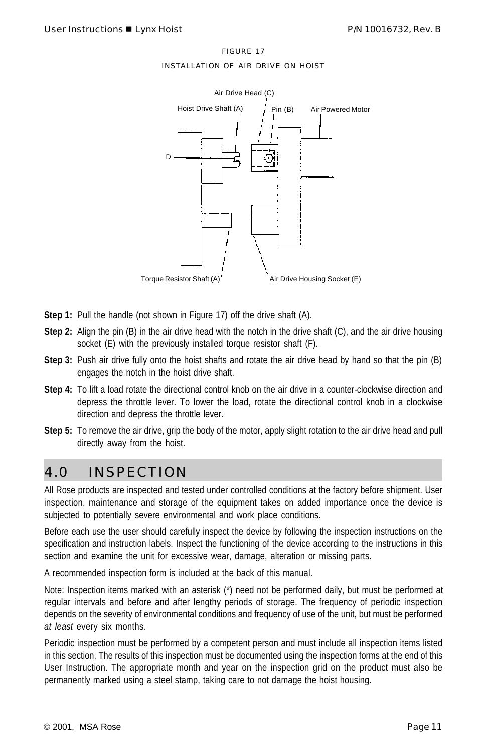FIGURE 17

INSTALLATION OF AIR DRIVE ON HOIST

Air Drive Head (C)

Hoist Drive Shaft (A)

Pin (B)

Air Powered Motor

D

Torque Resistor Shaft (A)

Air Drive Housing Socket (E)

**Step 1:** Pull the handle (not shown in Figure 17) off the drive shaft (A).

**Step 2:** Align the pin (B) in the air drive head with the notch in the drive shaft (C), and the air drive housing socket (E) with the previously installed torque resistor shaft (F).

**Step 3:** Push air drive fully onto the hoist shafts and rotate the air drive head by hand so that the pin (B) engages the notch in the hoist drive shaft.

**Step 4:** To lift a load rotate the directional control knob on the air drive in a counter-clockwise direction and depress the throttle lever. To lower the load, rotate the directional control knob in a clockwise direction and depress the throttle lever.

**Step 5:** To remove the air drive, grip the body of the motor, apply slight rotation to the air drive head and pull directly away from the hoist.

# 4.0 INSPECTION

All Rose products are inspected and tested under controlled conditions at the factory before shipment. User inspection, maintenance and storage of the equipment takes on added importance once the device is subjected to potentially severe environmental and work place conditions.

Before each use the user should carefully inspect the device by following the inspection instructions on the specification and instruction labels. Inspect the functioning of the device according to the instructions in this section and examine the unit for excessive wear, damage, alteration or missing parts.

A recommended inspection form is included at the back of this manual.

Note: Inspection items marked with an asterisk (*) need not be performed daily, but must be performed at regular intervals and before and after lengthy periods of storage. The frequency of periodic inspection depends on the severity of environmental conditions and frequency of use of the unit, but must be performed *at least* every six months.

Periodic inspection must be performed by a competent person and must include all inspection items listed in this section. The results of this inspection must be documented using the inspection forms at the end of this User Instruction. The appropriate month and year on the inspection grid on the product must also be permanently marked using a steel stamp, taking care to not damage the hoist housing.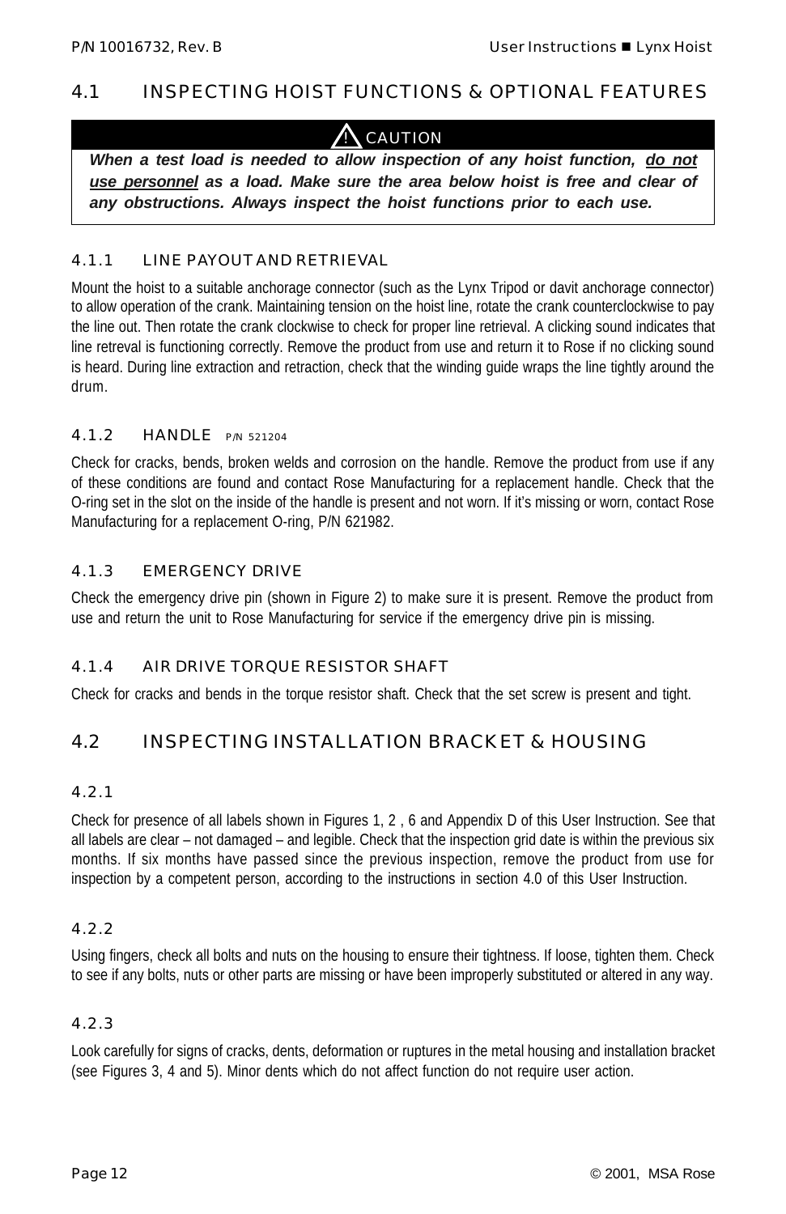## 4.1 INSPECTING HOIST FUNCTIONS & OPTIONAL FEATURES

**⚠ CAUTION**

***When a test load is needed to allow inspection of any hoist function, <u>do not use personnel</u> as a load. Make sure the area below hoist is free and clear of any obstructions. Always inspect the hoist functions prior to each use.***

### 4.1.1 LINE PAYOUT AND RETRIEVAL

Mount the hoist to a suitable anchorage connector (such as the Lynx Tripod or davit anchorage connector) to allow operation of the crank. Maintaining tension on the hoist line, rotate the crank counterclockwise to pay the line out. Then rotate the crank clockwise to check for proper line retrieval. A clicking sound indicates that line retreval is functioning correctly. Remove the product from use and return it to Rose if no clicking sound is heard. During line extraction and retraction, check that the winding guide wraps the line tightly around the drum.

### 4.1.2 HANDLE P/N 521204

Check for cracks, bends, broken welds and corrosion on the handle. Remove the product from use if any of these conditions are found and contact Rose Manufacturing for a replacement handle. Check that the O-ring set in the slot on the inside of the handle is present and not worn. If it's missing or worn, contact Rose Manufacturing for a replacement O-ring, P/N 621982.

### 4.1.3 EMERGENCY DRIVE

Check the emergency drive pin (shown in Figure 2) to make sure it is present. Remove the product from use and return the unit to Rose Manufacturing for service if the emergency drive pin is missing.

### 4.1.4 AIR DRIVE TORQUE RESISTOR SHAFT

Check for cracks and bends in the torque resistor shaft. Check that the set screw is present and tight.

## 4.2 INSPECTING INSTALLATION BRACKET & HOUSING

### 4.2.1

Check for presence of all labels shown in Figures 1, 2 , 6 and Appendix D of this User Instruction. See that all labels are clear – not damaged – and legible. Check that the inspection grid date is within the previous six months. If six months have passed since the previous inspection, remove the product from use for inspection by a competent person, according to the instructions in section 4.0 of this User Instruction.

### 4.2.2

Using fingers, check all bolts and nuts on the housing to ensure their tightness. If loose, tighten them. Check to see if any bolts, nuts or other parts are missing or have been improperly substituted or altered in any way.

### 4.2.3

Look carefully for signs of cracks, dents, deformation or ruptures in the metal housing and installation bracket (see Figures 3, 4 and 5). Minor dents which do not affect function do not require user action.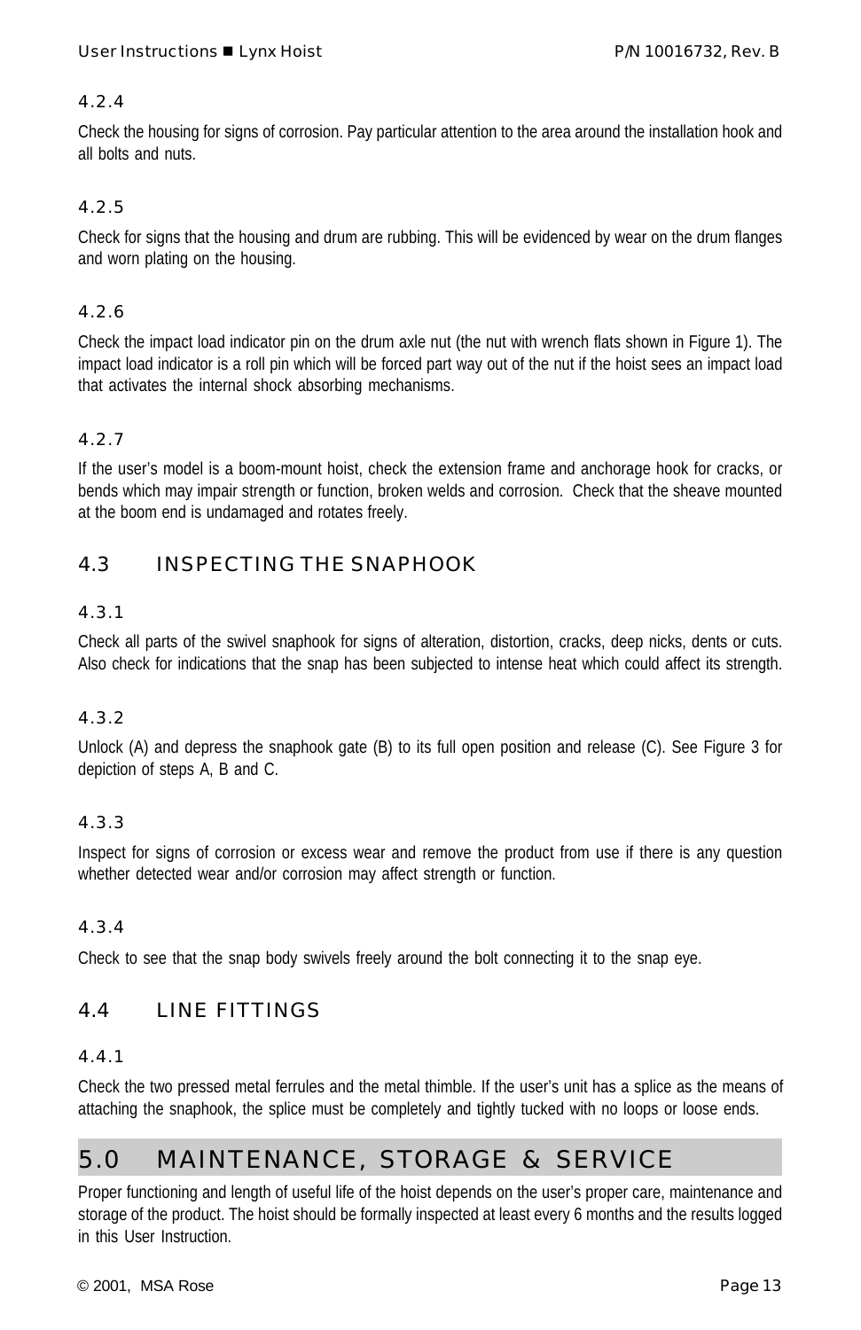#### 4.2.4

Check the housing for signs of corrosion. Pay particular attention to the area around the installation hook and all bolts and nuts.

#### 4.2.5

Check for signs that the housing and drum are rubbing. This will be evidenced by wear on the drum flanges and worn plating on the housing.

#### 4.2.6

Check the impact load indicator pin on the drum axle nut (the nut with wrench flats shown in Figure 1). The impact load indicator is a roll pin which will be forced part way out of the nut if the hoist sees an impact load that activates the internal shock absorbing mechanisms.

#### 4.2.7

If the user's model is a boom-mount hoist, check the extension frame and anchorage hook for cracks, or bends which may impair strength or function, broken welds and corrosion. Check that the sheave mounted at the boom end is undamaged and rotates freely.

### 4.3 INSPECTING THE SNAPHOOK

#### 4.3.1

Check all parts of the swivel snaphook for signs of alteration, distortion, cracks, deep nicks, dents or cuts. Also check for indications that the snap has been subjected to intense heat which could affect its strength.

#### 4.3.2

Unlock (A) and depress the snaphook gate (B) to its full open position and release (C). See Figure 3 for depiction of steps A, B and C.

#### 4.3.3

Inspect for signs of corrosion or excess wear and remove the product from use if there is any question whether detected wear and/or corrosion may affect strength or function.

#### 4.3.4

Check to see that the snap body swivels freely around the bolt connecting it to the snap eye.

### 4.4 LINE FITTINGS

#### 4.4.1

Check the two pressed metal ferrules and the metal thimble. If the user's unit has a splice as the means of attaching the snaphook, the splice must be completely and tightly tucked with no loops or loose ends.

## 5.0 MAINTENANCE, STORAGE & SERVICE

Proper functioning and length of useful life of the hoist depends on the user's proper care, maintenance and storage of the product. The hoist should be formally inspected at least every 6 months and the results logged in this User Instruction.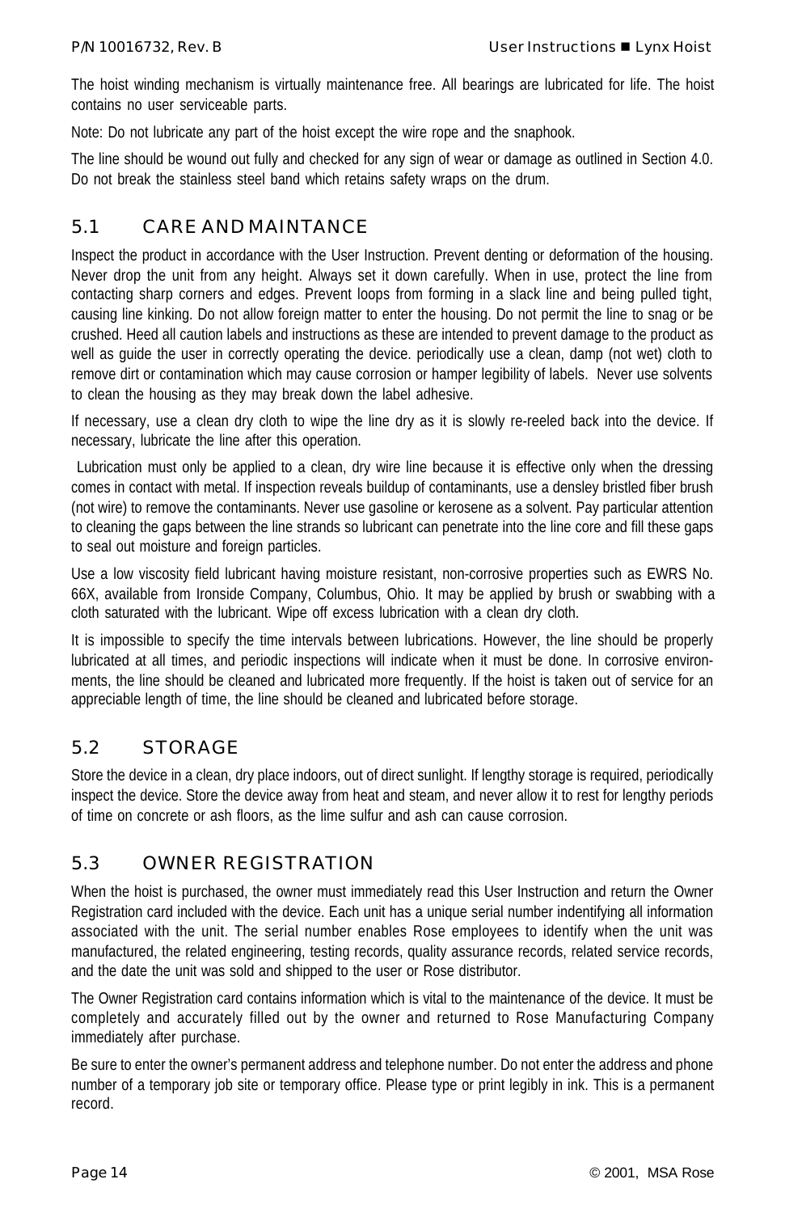The hoist winding mechanism is virtually maintenance free. All bearings are lubricated for life. The hoist contains no user serviceable parts.

Note: Do not lubricate any part of the hoist except the wire rope and the snaphook.

The line should be wound out fully and checked for any sign of wear or damage as outlined in Section 4.0. Do not break the stainless steel band which retains safety wraps on the drum.

## 5.1 CARE AND MAINTANCE

Inspect the product in accordance with the User Instruction. Prevent denting or deformation of the housing. Never drop the unit from any height. Always set it down carefully. When in use, protect the line from contacting sharp corners and edges. Prevent loops from forming in a slack line and being pulled tight, causing line kinking. Do not allow foreign matter to enter the housing. Do not permit the line to snag or be crushed. Heed all caution labels and instructions as these are intended to prevent damage to the product as well as guide the user in correctly operating the device. periodically use a clean, damp (not wet) cloth to remove dirt or contamination which may cause corrosion or hamper legibility of labels. Never use solvents to clean the housing as they may break down the label adhesive.

If necessary, use a clean dry cloth to wipe the line dry as it is slowly re-reeled back into the device. If necessary, lubricate the line after this operation.

Lubrication must only be applied to a clean, dry wire line because it is effective only when the dressing comes in contact with metal. If inspection reveals buildup of contaminants, use a densley bristled fiber brush (not wire) to remove the contaminants. Never use gasoline or kerosene as a solvent. Pay particular attention to cleaning the gaps between the line strands so lubricant can penetrate into the line core and fill these gaps to seal out moisture and foreign particles.

Use a low viscosity field lubricant having moisture resistant, non-corrosive properties such as EWRS No. 66X, available from Ironside Company, Columbus, Ohio. It may be applied by brush or swabbing with a cloth saturated with the lubricant. Wipe off excess lubrication with a clean dry cloth.

It is impossible to specify the time intervals between lubrications. However, the line should be properly lubricated at all times, and periodic inspections will indicate when it must be done. In corrosive environments, the line should be cleaned and lubricated more frequently. If the hoist is taken out of service for an appreciable length of time, the line should be cleaned and lubricated before storage.

## 5.2 STORAGE

Store the device in a clean, dry place indoors, out of direct sunlight. If lengthy storage is required, periodically inspect the device. Store the device away from heat and steam, and never allow it to rest for lengthy periods of time on concrete or ash floors, as the lime sulfur and ash can cause corrosion.

## 5.3 OWNER REGISTRATION

When the hoist is purchased, the owner must immediately read this User Instruction and return the Owner Registration card included with the device. Each unit has a unique serial number indentifying all information associated with the unit. The serial number enables Rose employees to identify when the unit was manufactured, the related engineering, testing records, quality assurance records, related service records, and the date the unit was sold and shipped to the user or Rose distributor.

The Owner Registration card contains information which is vital to the maintenance of the device. It must be completely and accurately filled out by the owner and returned to Rose Manufacturing Company immediately after purchase.

Be sure to enter the owner's permanent address and telephone number. Do not enter the address and phone number of a temporary job site or temporary office. Please type or print legibly in ink. This is a permanent record.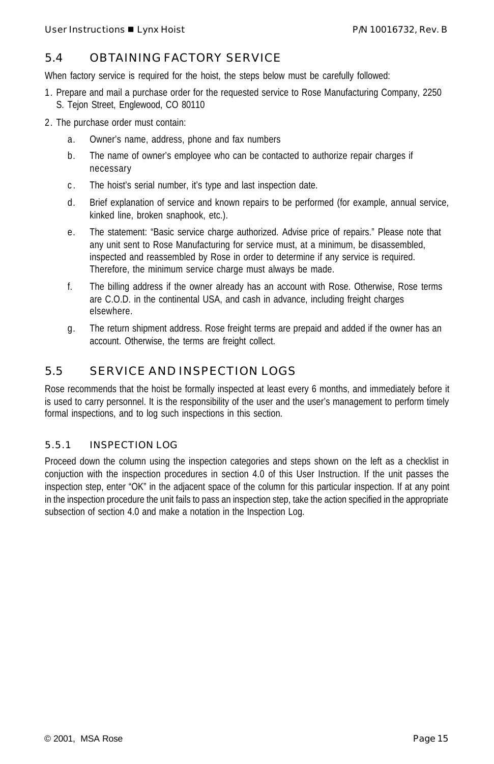## 5.4 OBTAINING FACTORY SERVICE

When factory service is required for the hoist, the steps below must be carefully followed:

1. Prepare and mail a purchase order for the requested service to Rose Manufacturing Company, 2250 S. Tejon Street, Englewood, CO 80110
2. The purchase order must contain:
   a. Owner's name, address, phone and fax numbers
   b. The name of owner's employee who can be contacted to authorize repair charges if necessary
   c. The hoist's serial number, it's type and last inspection date.
   d. Brief explanation of service and known repairs to be performed (for example, annual service, kinked line, broken snaphook, etc.).
   e. The statement: "Basic service charge authorized. Advise price of repairs." Please note that any unit sent to Rose Manufacturing for service must, at a minimum, be disassembled, inspected and reassembled by Rose in order to determine if any service is required. Therefore, the minimum service charge must always be made.
   f. The billing address if the owner already has an account with Rose. Otherwise, Rose terms are C.O.D. in the continental USA, and cash in advance, including freight charges elsewhere.
   g. The return shipment address. Rose freight terms are prepaid and added if the owner has an account. Otherwise, the terms are freight collect.

## 5.5 SERVICE AND INSPECTION LOGS

Rose recommends that the hoist be formally inspected at least every 6 months, and immediately before it is used to carry personnel. It is the responsibility of the user and the user's management to perform timely formal inspections, and to log such inspections in this section.

### 5.5.1 INSPECTION LOG

Proceed down the column using the inspection categories and steps shown on the left as a checklist in conjuction with the inspection procedures in section 4.0 of this User Instruction. If the unit passes the inspection step, enter "OK" in the adjacent space of the column for this particular inspection. If at any point in the inspection procedure the unit fails to pass an inspection step, take the action specified in the appropriate subsection of section 4.0 and make a notation in the Inspection Log.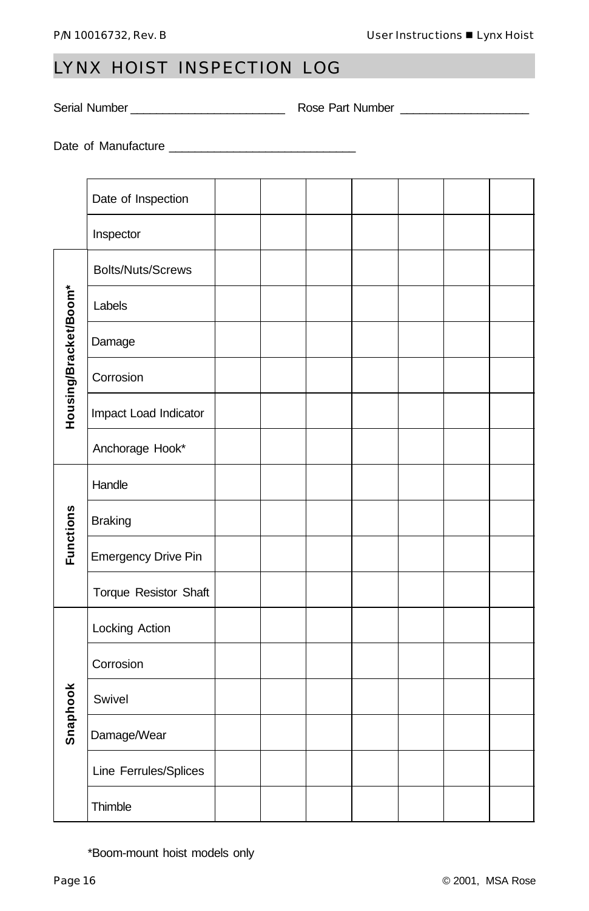## LYNX HOIST INSPECTION LOG

Serial Number ________________________ Rose Part Number ____________________

Date of Manufacture ____________________________

| | | | | | | | | |
|---|---|---|---|---|---|---|---|---|
| | Date of Inspection | | | | | | | |
| | Inspector | | | | | | | |
| **Housing/Bracket/Boom*** | Bolts/Nuts/Screws | | | | | | | |
| | Labels | | | | | | | |
| | Damage | | | | | | | |
| | Corrosion | | | | | | | |
| | Impact Load Indicator | | | | | | | |
| | Anchorage Hook* | | | | | | | |
| **Functions** | Handle | | | | | | | |
| | Braking | | | | | | | |
| | Emergency Drive Pin | | | | | | | |
| | Torque Resistor Shaft | | | | | | | |
| **Snaphook** | Locking Action | | | | | | | |
| | Corrosion | | | | | | | |
| | Swivel | | | | | | | |
| | Damage/Wear | | | | | | | |
| | Line Ferrules/Splices | | | | | | | |
| | Thimble | | | | | | | |

*Boom-mount hoist models only

© 2001, MSA Rose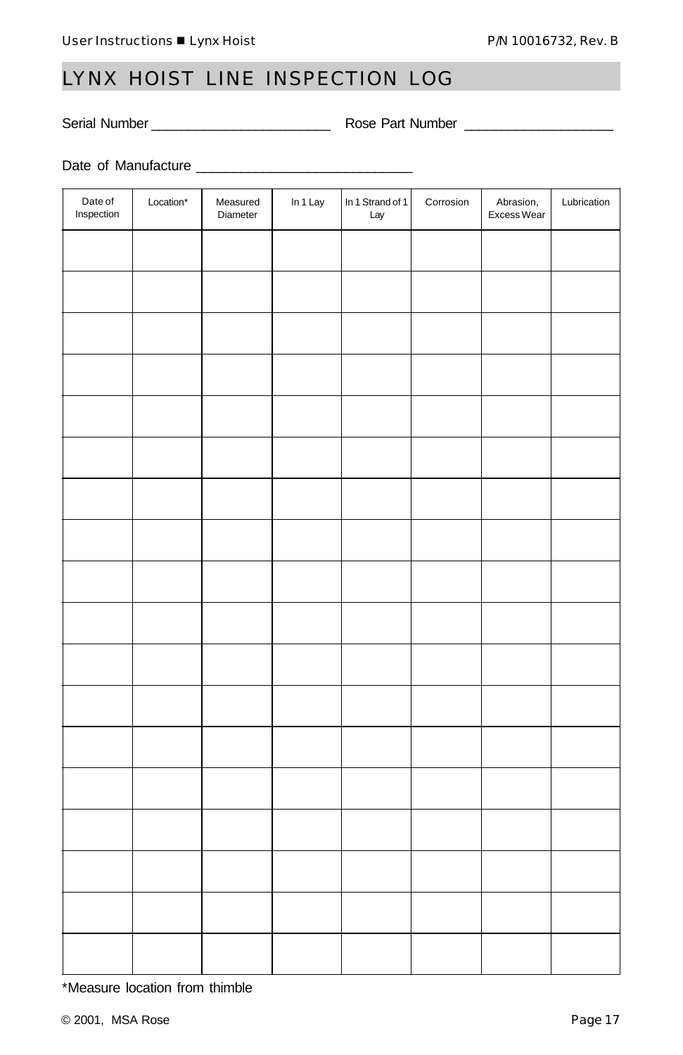# LYNX HOIST LINE INSPECTION LOG

Serial Number ________________________ Rose Part Number ____________________

Date of Manufacture ____________________________

| Date of Inspection | Location* | Measured Diameter | In 1 Lay | In 1 Strand of 1 Lay | Corrosion | Abrasion, Excess Wear | Lubrication |
|---|---|---|---|---|---|---|---|
| | | | | | | | |
| | | | | | | | |
| | | | | | | | |
| | | | | | | | |
| | | | | | | | |
| | | | | | | | |
| | | | | | | | |
| | | | | | | | |
| | | | | | | | |
| | | | | | | | |
| | | | | | | | |
| | | | | | | | |
| | | | | | | | |
| | | | | | | | |
| | | | | | | | |
| | | | | | | | |
| | | | | | | | |
| | | | | | | | |

*Measure location from thimble

© 2001, MSA Rose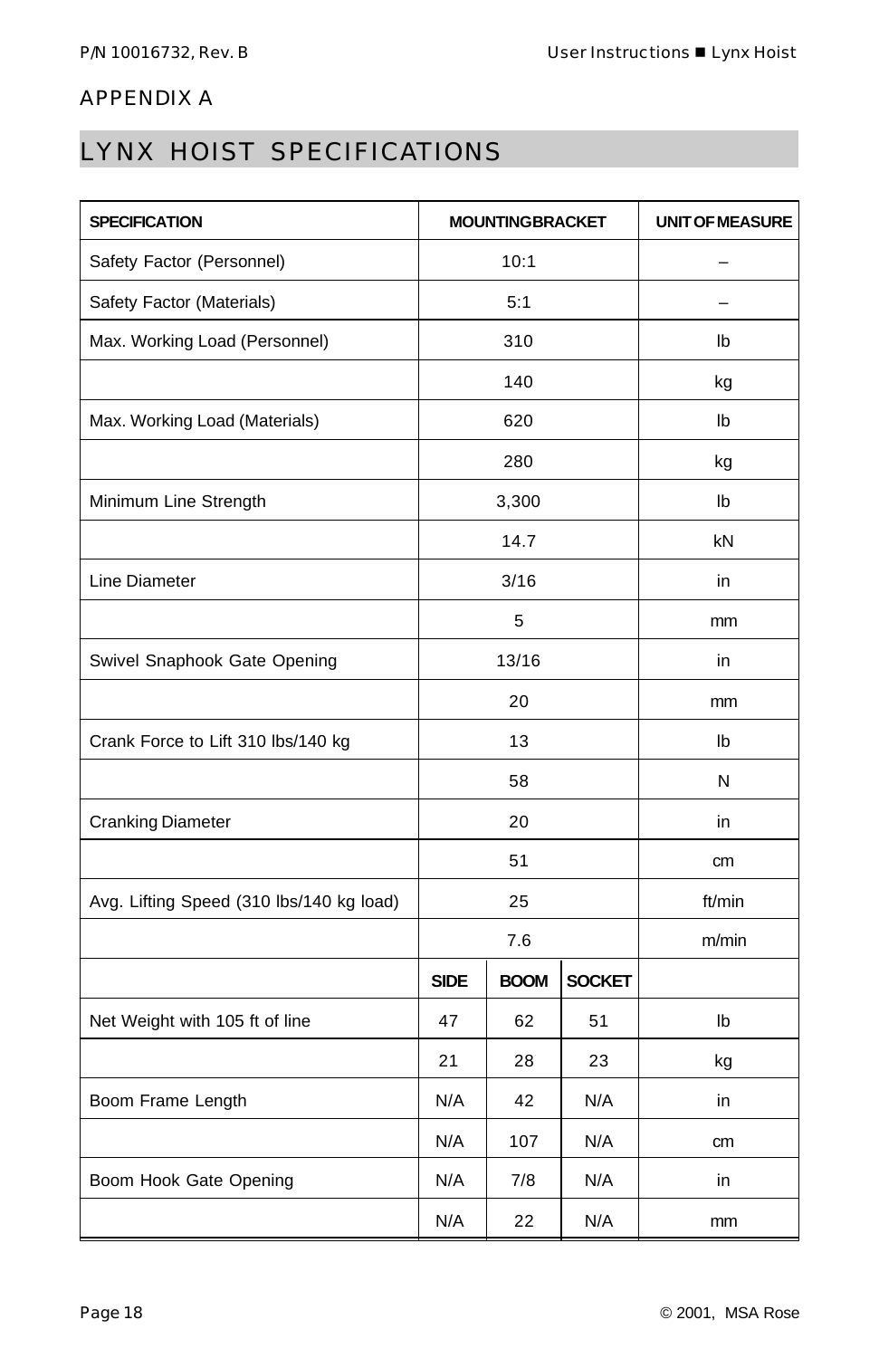## APPENDIX A

# LYNX HOIST SPECIFICATIONS

| SPECIFICATION | MOUNTING BRACKET | | | UNIT OF MEASURE |
|---|---|---|---|---|
| Safety Factor (Personnel) | 10:1 | | | – |
| Safety Factor (Materials) | 5:1 | | | – |
| Max. Working Load (Personnel) | 310 | | | lb |
| | 140 | | | kg |
| Max. Working Load (Materials) | 620 | | | lb |
| | 280 | | | kg |
| Minimum Line Strength | 3,300 | | | lb |
| | 14.7 | | | kN |
| Line Diameter | 3/16 | | | in |
| | 5 | | | mm |
| Swivel Snaphook Gate Opening | 13/16 | | | in |
| | 20 | | | mm |
| Crank Force to Lift 310 lbs/140 kg | 13 | | | lb |
| | 58 | | | N |
| Cranking Diameter | 20 | | | in |
| | 51 | | | cm |
| Avg. Lifting Speed (310 lbs/140 kg load) | 25 | | | ft/min |
| | 7.6 | | | m/min |
| | **SIDE** | **BOOM** | **SOCKET** | |
| Net Weight with 105 ft of line | 47 | 62 | 51 | lb |
| | 21 | 28 | 23 | kg |
| Boom Frame Length | N/A | 42 | N/A | in |
| | N/A | 107 | N/A | cm |
| Boom Hook Gate Opening | N/A | 7/8 | N/A | in |
| | N/A | 22 | N/A | mm |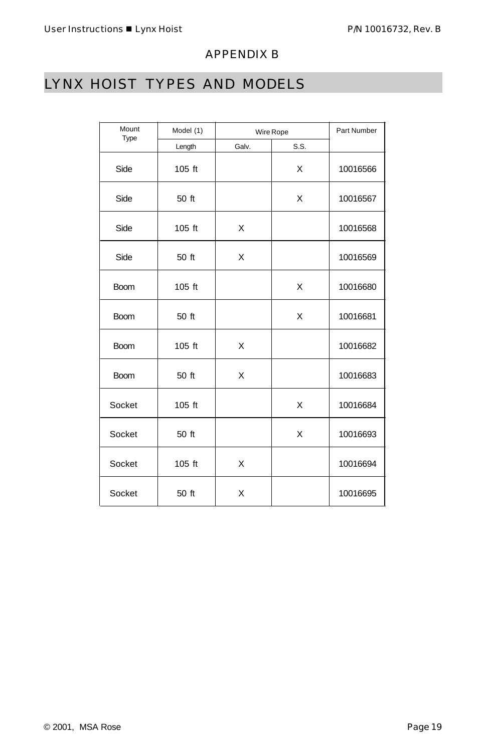APPENDIX B

# LYNX HOIST TYPES AND MODELS

| Mount Type | Model (1) | Wire Rope | | Part Number |
|---|---|---|---|---|
| | Length | Galv. | S.S. | |
| Side | 105 ft | | X | 10016566 |
| Side | 50 ft | | X | 10016567 |
| Side | 105 ft | X | | 10016568 |
| Side | 50 ft | X | | 10016569 |
| Boom | 105 ft | | X | 10016680 |
| Boom | 50 ft | | X | 10016681 |
| Boom | 105 ft | X | | 10016682 |
| Boom | 50 ft | X | | 10016683 |
| Socket | 105 ft | | X | 10016684 |
| Socket | 50 ft | | X | 10016693 |
| Socket | 105 ft | X | | 10016694 |
| Socket | 50 ft | X | | 10016695 |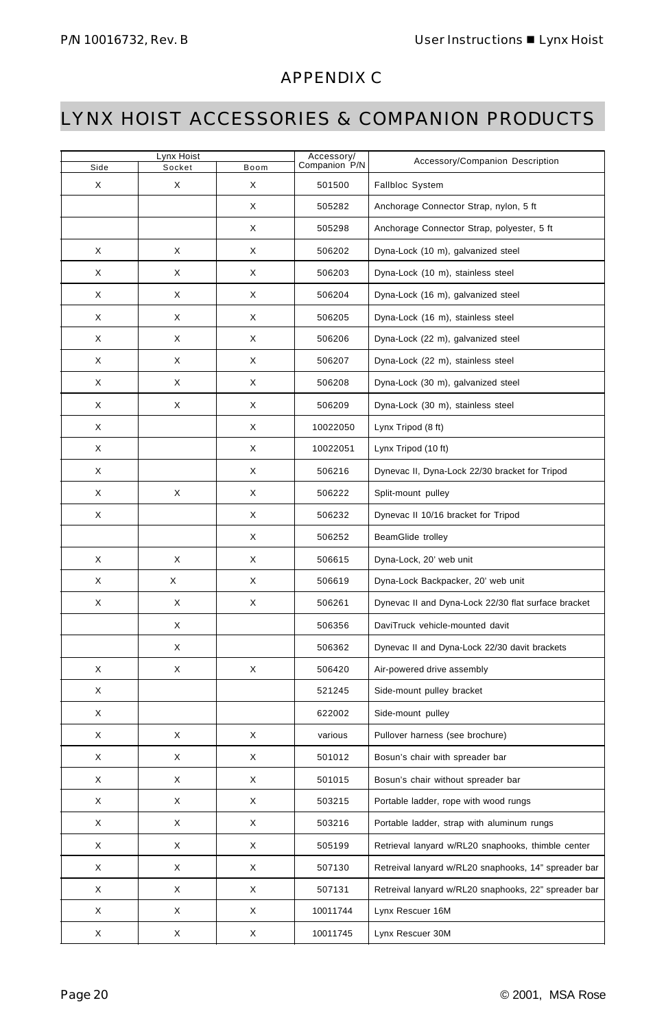## APPENDIX C

# LYNX HOIST ACCESSORIES & COMPANION PRODUCTS

| Lynx Hoist | | | Accessory/ Companion P/N | Accessory/Companion Description |
|---|---|---|---|---|
| Side | Socket | Boom | | |
| X | X | X | 501500 | Fallbloc System |
| | | X | 505282 | Anchorage Connector Strap, nylon, 5 ft |
| | | X | 505298 | Anchorage Connector Strap, polyester, 5 ft |
| X | X | X | 506202 | Dyna-Lock (10 m), galvanized steel |
| X | X | X | 506203 | Dyna-Lock (10 m), stainless steel |
| X | X | X | 506204 | Dyna-Lock (16 m), galvanized steel |
| X | X | X | 506205 | Dyna-Lock (16 m), stainless steel |
| X | X | X | 506206 | Dyna-Lock (22 m), galvanized steel |
| X | X | X | 506207 | Dyna-Lock (22 m), stainless steel |
| X | X | X | 506208 | Dyna-Lock (30 m), galvanized steel |
| X | X | X | 506209 | Dyna-Lock (30 m), stainless steel |
| X | | X | 10022050 | Lynx Tripod (8 ft) |
| X | | X | 10022051 | Lynx Tripod (10 ft) |
| X | | X | 506216 | Dynevac II, Dyna-Lock 22/30 bracket for Tripod |
| X | X | X | 506222 | Split-mount pulley |
| X | | X | 506232 | Dynevac II 10/16 bracket for Tripod |
| | | X | 506252 | BeamGlide trolley |
| X | X | X | 506615 | Dyna-Lock, 20' web unit |
| X | X | X | 506619 | Dyna-Lock Backpacker, 20' web unit |
| X | X | X | 506261 | Dynevac II and Dyna-Lock 22/30 flat surface bracket |
| | X | | 506356 | DaviTruck vehicle-mounted davit |
| | X | | 506362 | Dynevac II and Dyna-Lock 22/30 davit brackets |
| X | X | X | 506420 | Air-powered drive assembly |
| X | | | 521245 | Side-mount pulley bracket |
| X | | | 622002 | Side-mount pulley |
| X | X | X | various | Pullover harness (see brochure) |
| X | X | X | 501012 | Bosun's chair with spreader bar |
| X | X | X | 501015 | Bosun's chair without spreader bar |
| X | X | X | 503215 | Portable ladder, rope with wood rungs |
| X | X | X | 503216 | Portable ladder, strap with aluminum rungs |
| X | X | X | 505199 | Retrieval lanyard w/RL20 snaphooks, thimble center |
| X | X | X | 507130 | Retreival lanyard w/RL20 snaphooks, 14" spreader bar |
| X | X | X | 507131 | Retreival lanyard w/RL20 snaphooks, 22" spreader bar |
| X | X | X | 10011744 | Lynx Rescuer 16M |
| X | X | X | 10011745 | Lynx Rescuer 30M |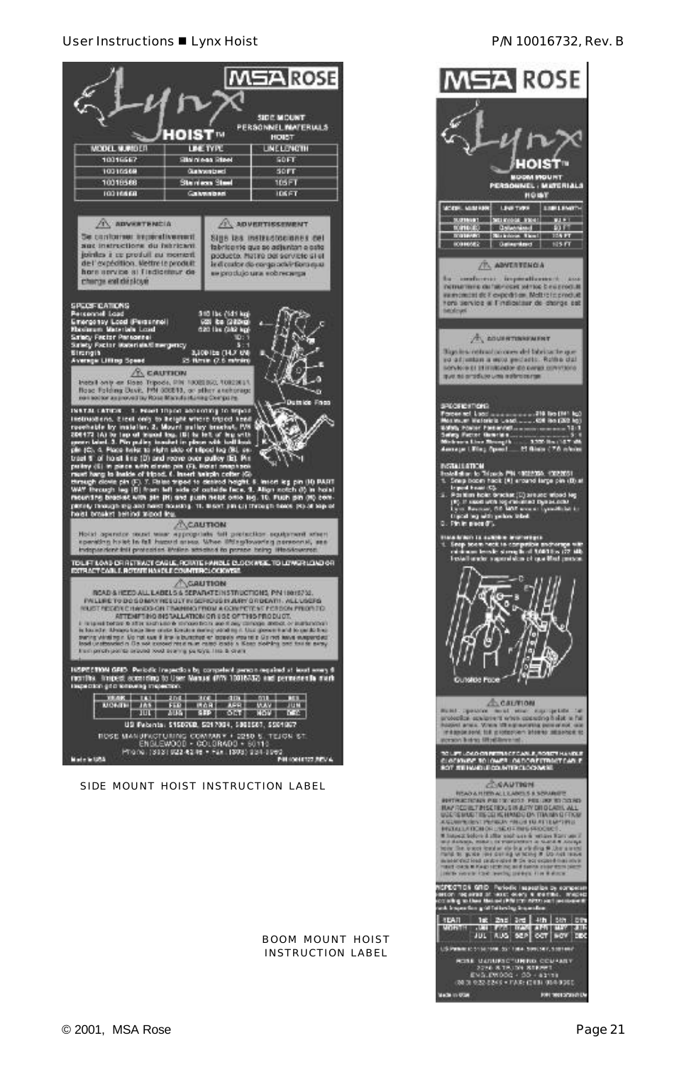SIDE MOUNT HOIST INSTRUCTION LABEL

BOOM MOUNT HOIST INSTRUCTION LABEL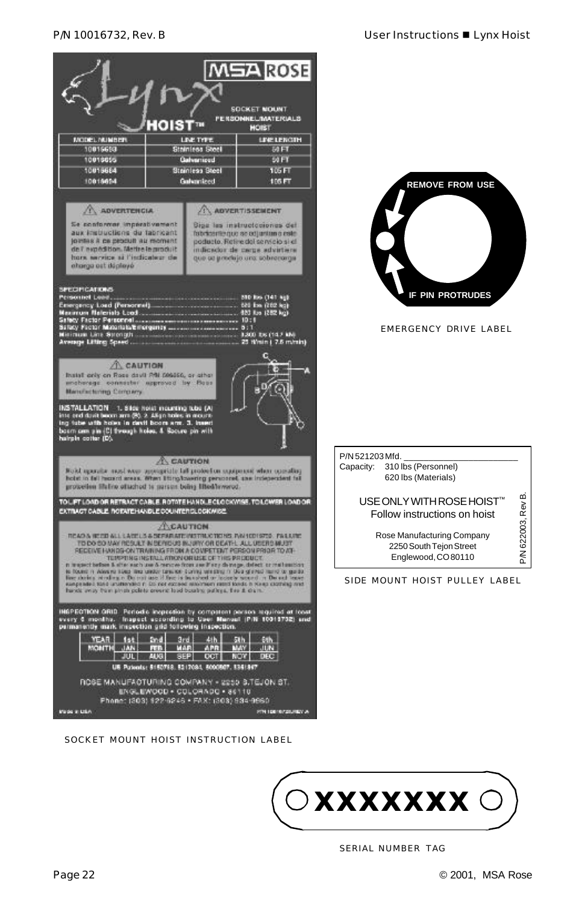## SOCKET MOUNT HOIST INSTRUCTION LABEL

**MSA ROSE**

**Lynx HOIST™** — SOCKET MOUNT PERSONNEL/MATERIALS HOIST

| MODEL NUMBER | LINE TYPE | LINE LENGTH |
|---|---|---|
| 10016683 | Stainless Steel | 50 FT |
| 10016695 | Galvanized | 50 FT |
| 10016684 | Stainless Steel | 105 FT |
| 10016694 | Galvanized | 105 FT |

**⚠ AVERTISSEMENT**

Se conformer impérativement aux instructions du fabricant jointes à ce produit au moment de l'expédition. Mettre le produit hors service si l'indicateur de charge est déployé.

**⚠ ADVERTENCIA**

Siga las instrucciones del fabricante que se adjuntan a este producto. Retire del servicio si el indicador de carga advierte que se produjo una sobrecarga.

**SPECIFICATIONS**

- Personnel Load .......... 310 lbs (141 kg)
- Emergency Load (Personnel) .......... 620 lbs (282 kg)
- Maximum Materials Load .......... 620 lbs (282 kg)
- Safety Factor Personnel .......... 10 : 1
- Safety Factor Materials/Emergency .......... 5 : 1
- Minimum Line Strength .......... 3,300 lbs (14.7 kN)
- Average Lifting Speed .......... 25 ft/min (7.6 m/min)

**⚠ CAUTION**

Install only on Rose davit P/N 506656, or other anchorage connector approved by Rose Manufacturing Company.

**INSTALLATION** 1. Slide hoist mounting tube (A) into end davit boom arm (B). 2. Align holes in mounting tube with holes in davit boom arm. 3. Insert boom arm pin (C) through holes. 4. Secure pin with hairpin cotter (D).

**⚠ CAUTION**

Hoist operator must wear appropriate fall protection equipment when operating hoist in fall hazard areas. When lifting/lowering personnel, use independent fall protection lifeline attached to person being lifted/lowered.

**TO LIFT LOAD OR RETRACT CABLE, ROTATE HANDLE CLOCKWISE. TO LOWER LOAD OR EXTRACT CABLE, ROTATE HANDLE COUNTERCLOCKWISE.**

**⚠ CAUTION**

READ & HEED ALL LABELS & SEPARATE INSTRUCTIONS P/N 10016732. FAILURE TO DO SO MAY RESULT IN SERIOUS INJURY OR DEATH. ALL USERS MUST RECEIVE HANDS-ON TRAINING FROM A COMPETENT PERSON PRIOR TO ATTEMPTING INSTALLATION OR USE OF THIS PRODUCT.
• Inspect before & after each use & remove from use if any damage, defect, or malfunction is found. • Always keep line under tension during winding. • Use gloved hand to guide line during winding. • Do not use if line is twisted or loosely wound. • Do not leave suspended load unattended. • Do not exceed maximum rated loads. • Keep clothing and hands away from pinch points around load bearing pulleys, line & drum.

**INSPECTION GRID.** Periodic inspection by competent person required at least every 6 months. Inspect according to User Manual (P/N 10016732) and permanently mark inspection grid following inspection.

| YEAR / MONTH | 1st | 2nd | 3rd | 4th | 5th | 6th |
|---|---|---|---|---|---|---|
| | JAN | FEB | MAR | APR | MAY | JUN |
| | JUL | AUG | SEP | OCT | NOV | DEC |

US Patents: 5150768, 5217084, 5000507, 5361847

ROSE MANUFACTURING COMPANY • 2250 S.TEJON ST. ENGLEWOOD • COLORADO • 80110
Phone: (303) 922-6246 • FAX: (303) 934-9660

Made in USA — P/N 10016730, REV A

SOCKET MOUNT HOIST INSTRUCTION LABEL

## EMERGENCY DRIVE LABEL

REMOVE FROM USE

IF PIN PROTRUDES

EMERGENCY DRIVE LABEL

## SIDE MOUNT HOIST PULLEY LABEL

P/N 521203 Mfd. ______________________

Capacity: 310 lbs (Personnel)
620 lbs (Materials)

USE ONLY WITH ROSE HOIST™
Follow instructions on hoist

Rose Manufacturing Company
2250 South Tejon Street
Englewood, CO 80110

P/N 622003, Rev B.

SIDE MOUNT HOIST PULLEY LABEL

## SERIAL NUMBER TAG

XXXXXXX

SERIAL NUMBER TAG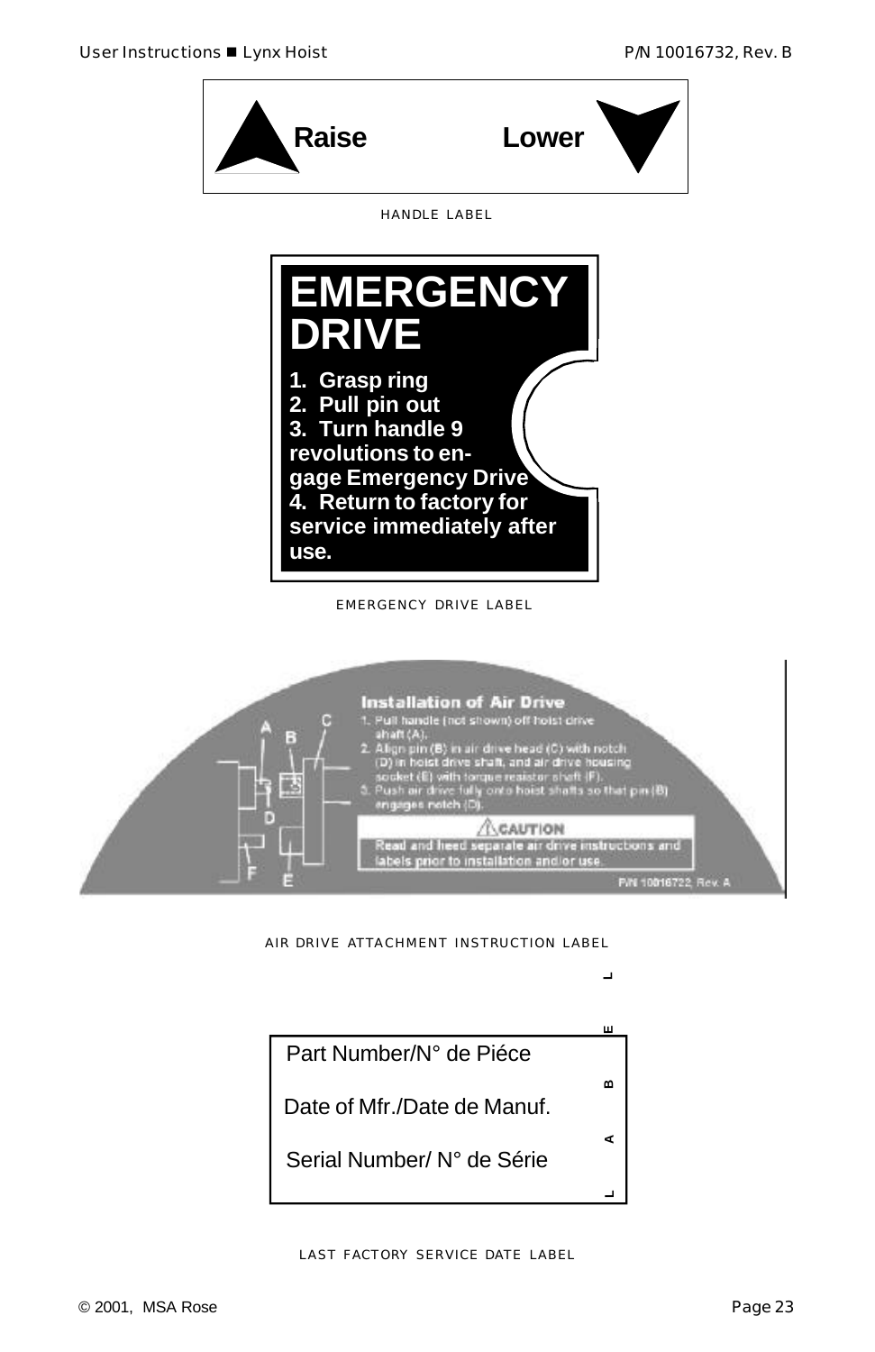**Raise** **Lower**

HANDLE LABEL

**EMERGENCY DRIVE**

**1. Grasp ring**
**2. Pull pin out**
**3. Turn handle 9 revolutions to engage Emergency Drive**
**4. Return to factory for service immediately after use.**

EMERGENCY DRIVE LABEL

**Installation of Air Drive**

1. Pull handle (not shown) off hoist drive shaft (A).
2. Align pin (B) in air drive head (C) with notch (D) in hoist drive shaft, and air drive housing socket (E) with torque resistor shaft (F).
3. Push air drive fully onto hoist shafts so that pin (B) engages notch (D).

**⚠CAUTION**
Read and heed separate air drive instructions and labels prior to installation and/or use.

P/N 10016722, Rev. A

AIR DRIVE ATTACHMENT INSTRUCTION LABEL

| LABEL |
|---|
| Part Number/N° de Piéce |
| Date of Mfr./Date de Manuf. |
| Serial Number/ N° de Série |

LAST FACTORY SERVICE DATE LABEL

© 2001, MSA Rose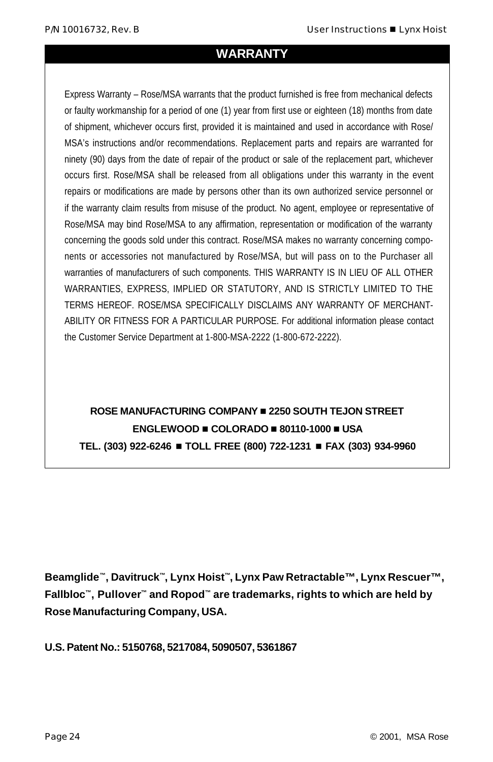## WARRANTY

Express Warranty – Rose/MSA warrants that the product furnished is free from mechanical defects or faulty workmanship for a period of one (1) year from first use or eighteen (18) months from date of shipment, whichever occurs first, provided it is maintained and used in accordance with Rose/MSA's instructions and/or recommendations. Replacement parts and repairs are warranted for ninety (90) days from the date of repair of the product or sale of the replacement part, whichever occurs first. Rose/MSA shall be released from all obligations under this warranty in the event repairs or modifications are made by persons other than its own authorized service personnel or if the warranty claim results from misuse of the product. No agent, employee or representative of Rose/MSA may bind Rose/MSA to any affirmation, representation or modification of the warranty concerning the goods sold under this contract. Rose/MSA makes no warranty concerning components or accessories not manufactured by Rose/MSA, but will pass on to the Purchaser all warranties of manufacturers of such components. THIS WARRANTY IS IN LIEU OF ALL OTHER WARRANTIES, EXPRESS, IMPLIED OR STATUTORY, AND IS STRICTLY LIMITED TO THE TERMS HEREOF. ROSE/MSA SPECIFICALLY DISCLAIMS ANY WARRANTY OF MERCHANTABILITY OR FITNESS FOR A PARTICULAR PURPOSE. For additional information please contact the Customer Service Department at 1-800-MSA-2222 (1-800-672-2222).

**ROSE MANUFACTURING COMPANY ■ 2250 SOUTH TEJON STREET**
**ENGLEWOOD ■ COLORADO ■ 80110-1000 ■ USA**
**TEL. (303) 922-6246 ■ TOLL FREE (800) 722-1231 ■ FAX (303) 934-9960**

**Beamglide™, Davitruck™, Lynx Hoist™, Lynx Paw Retractable™, Lynx Rescuer™, Fallbloc™, Pullover™ and Ropod™ are trademarks, rights to which are held by Rose Manufacturing Company, USA.**

**U.S. Patent No.: 5150768, 5217084, 5090507, 5361867**

© 2001, MSA Rose